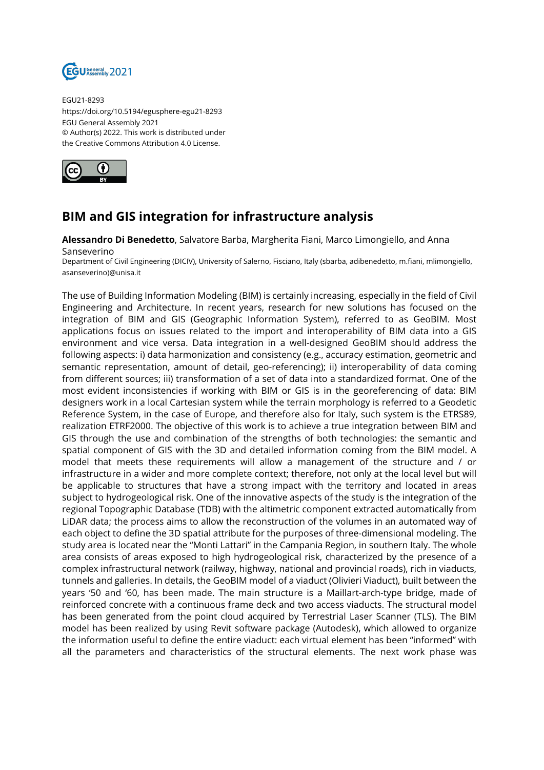EGU21-8293
https://doi.org/10.5194/egusphere-egu21-8293
EGU General Assembly 2021
© Author(s) 2022. This work is distributed under
the Creative Commons Attribution 4.0 License.

# BIM and GIS integration for infrastructure analysis

**Alessandro Di Benedetto**, Salvatore Barba, Margherita Fiani, Marco Limongiello, and Anna Sanseverino

Department of Civil Engineering (DICIV), University of Salerno, Fisciano, Italy (sbarba, adibenedetto, m.fiani, mlimongiello, asanseverino)@unisa.it

The use of Building Information Modeling (BIM) is certainly increasing, especially in the field of Civil Engineering and Architecture. In recent years, research for new solutions has focused on the integration of BIM and GIS (Geographic Information System), referred to as GeoBIM. Most applications focus on issues related to the import and interoperability of BIM data into a GIS environment and vice versa. Data integration in a well-designed GeoBIM should address the following aspects: i) data harmonization and consistency (e.g., accuracy estimation, geometric and semantic representation, amount of detail, geo-referencing); ii) interoperability of data coming from different sources; iii) transformation of a set of data into a standardized format. One of the most evident inconsistencies if working with BIM or GIS is in the georeferencing of data: BIM designers work in a local Cartesian system while the terrain morphology is referred to a Geodetic Reference System, in the case of Europe, and therefore also for Italy, such system is the ETRS89, realization ETRF2000. The objective of this work is to achieve a true integration between BIM and GIS through the use and combination of the strengths of both technologies: the semantic and spatial component of GIS with the 3D and detailed information coming from the BIM model. A model that meets these requirements will allow a management of the structure and / or infrastructure in a wider and more complete context; therefore, not only at the local level but will be applicable to structures that have a strong impact with the territory and located in areas subject to hydrogeological risk. One of the innovative aspects of the study is the integration of the regional Topographic Database (TDB) with the altimetric component extracted automatically from LiDAR data; the process aims to allow the reconstruction of the volumes in an automated way of each object to define the 3D spatial attribute for the purposes of three-dimensional modeling. The study area is located near the "Monti Lattari" in the Campania Region, in southern Italy. The whole area consists of areas exposed to high hydrogeological risk, characterized by the presence of a complex infrastructural network (railway, highway, national and provincial roads), rich in viaducts, tunnels and galleries. In details, the GeoBIM model of a viaduct (Olivieri Viaduct), built between the years '50 and '60, has been made. The main structure is a Maillart-arch-type bridge, made of reinforced concrete with a continuous frame deck and two access viaducts. The structural model has been generated from the point cloud acquired by Terrestrial Laser Scanner (TLS). The BIM model has been realized by using Revit software package (Autodesk), which allowed to organize the information useful to define the entire viaduct: each virtual element has been "informed" with all the parameters and characteristics of the structural elements. The next work phase was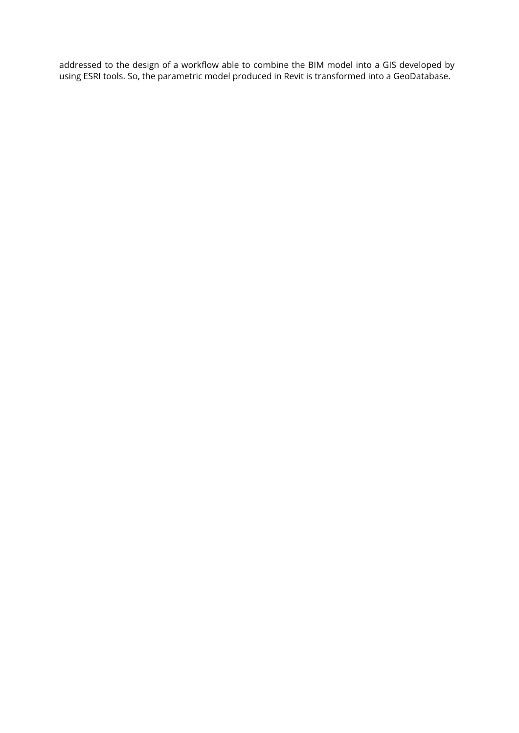addressed to the design of a workflow able to combine the BIM model into a GIS developed by using ESRI tools. So, the parametric model produced in Revit is transformed into a GeoDatabase.